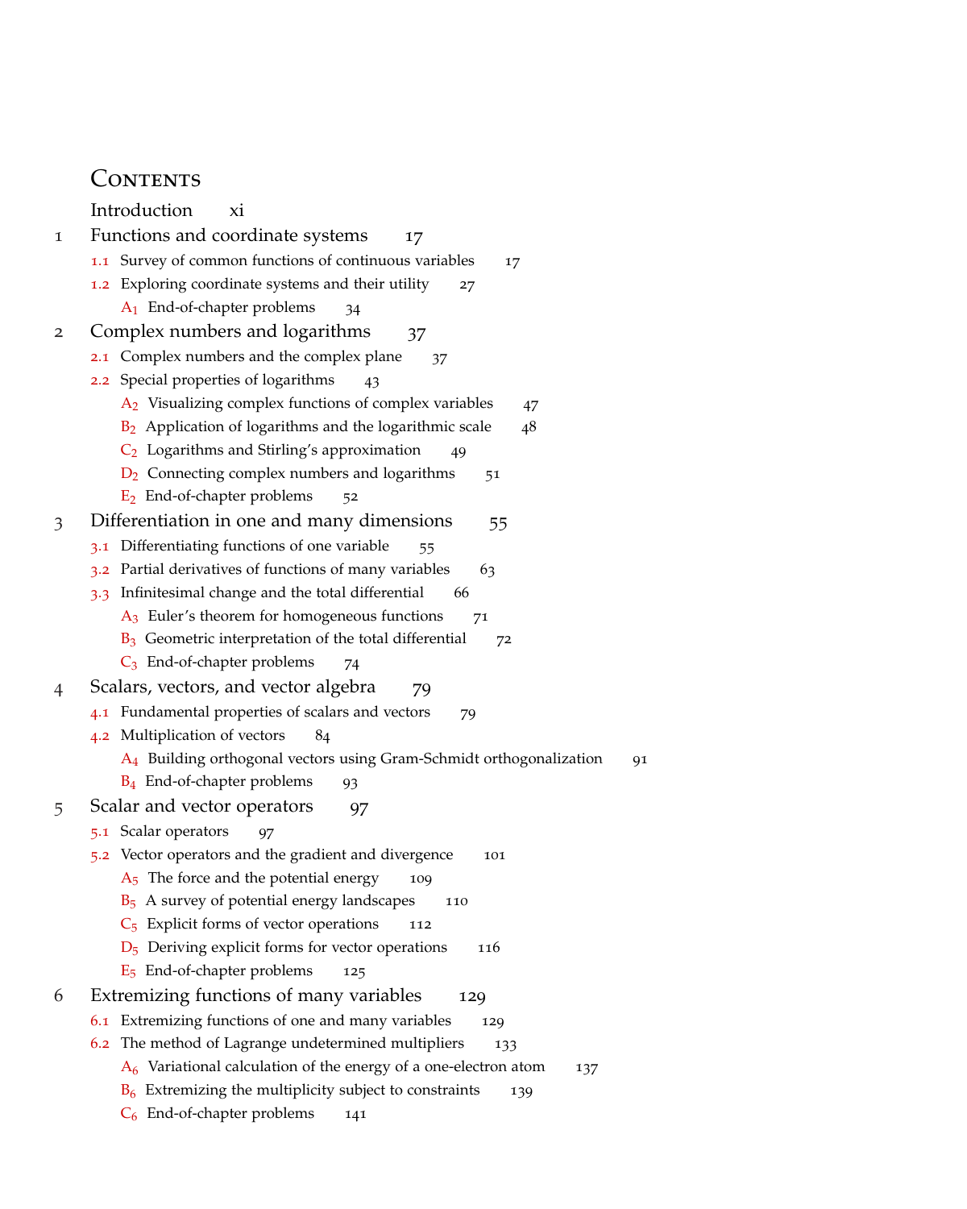# Contents

Introduction xi

1 Functions and coordinate systems 17

- 1.1 Survey of common functions of continuous variables 17
- 1.2 Exploring coordinate systems and their utility 27
  - $A_1$ End-of-chapter problems 34

2 Complex numbers and logarithms 37

- 2.1 Complex numbers and the complex plane 37
- 2.2 Special properties of logarithms 43
  - $A_2$ Visualizing complex functions of complex variables 47
  - $B_2$ Application of logarithms and the logarithmic scale 48
  - $C_2$ Logarithms and Stirling's approximation 49
  - $D_2$ Connecting complex numbers and logarithms 51
  - $E_2$ End-of-chapter problems 52

3 Differentiation in one and many dimensions 55

- 3.1 Differentiating functions of one variable 55
- 3.2 Partial derivatives of functions of many variables 63
- 3.3 Infinitesimal change and the total differential 66
  - $A_3$ Euler's theorem for homogeneous functions 71
  - $B_3$ Geometric interpretation of the total differential 72
  - $C_3$ End-of-chapter problems 74

4 Scalars, vectors, and vector algebra 79

- 4.1 Fundamental properties of scalars and vectors 79
- 4.2 Multiplication of vectors 84
  - $A_4$ Building orthogonal vectors using Gram-Schmidt orthogonalization 91
  - $B_4$ End-of-chapter problems 93

5 Scalar and vector operators 97

- 5.1 Scalar operators 97
- 5.2 Vector operators and the gradient and divergence 101
  - $A_5$ The force and the potential energy 109
  - $B_5$ A survey of potential energy landscapes 110
  - $C_5$ Explicit forms of vector operations 112
  - $D_5$ Deriving explicit forms for vector operations 116
  - $E_5$ End-of-chapter problems 125

6 Extremizing functions of many variables 129

- 6.1 Extremizing functions of one and many variables 129
- 6.2 The method of Lagrange undetermined multipliers 133
  - $A_6$ Variational calculation of the energy of a one-electron atom 137
  - $B_6$ Extremizing the multiplicity subject to constraints 139
  - $C_6$ End-of-chapter problems 141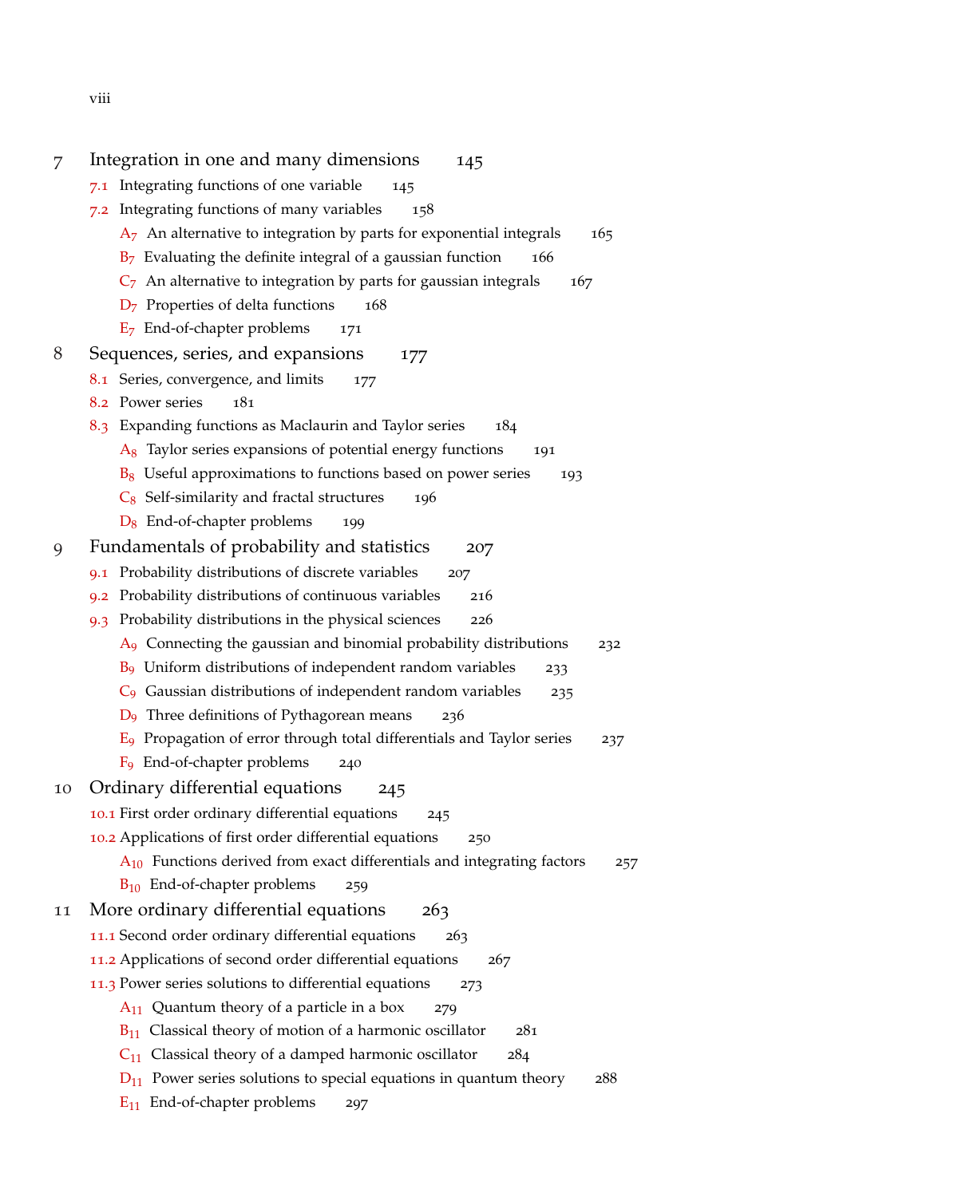7 Integration in one and many dimensions 145

- 7.1 Integrating functions of one variable 145
- 7.2 Integrating functions of many variables 158
  - $A_7$ An alternative to integration by parts for exponential integrals 165
  - $B_7$ Evaluating the definite integral of a gaussian function 166
  - $C_7$ An alternative to integration by parts for gaussian integrals 167
  - $D_7$ Properties of delta functions 168
  - $E_7$ End-of-chapter problems 171

8 Sequences, series, and expansions 177

- 8.1 Series, convergence, and limits 177
- 8.2 Power series 181
- 8.3 Expanding functions as Maclaurin and Taylor series 184
  - $A_8$ Taylor series expansions of potential energy functions 191
  - $B_8$ Useful approximations to functions based on power series 193
  - $C_8$ Self-similarity and fractal structures 196
  - $D_8$ End-of-chapter problems 199

9 Fundamentals of probability and statistics 207

- 9.1 Probability distributions of discrete variables 207
- 9.2 Probability distributions of continuous variables 216
- 9.3 Probability distributions in the physical sciences 226
  - $A_9$ Connecting the gaussian and binomial probability distributions 232
  - $B_9$ Uniform distributions of independent random variables 233
  - $C_9$ Gaussian distributions of independent random variables 235
  - $D_9$ Three definitions of Pythagorean means 236
  - $E_9$ Propagation of error through total differentials and Taylor series 237
  - $F_9$ End-of-chapter problems 240

10 Ordinary differential equations 245

- 10.1 First order ordinary differential equations 245
- 10.2 Applications of first order differential equations 250
  - $A_{10}$ Functions derived from exact differentials and integrating factors 257
  - $B_{10}$ End-of-chapter problems 259

11 More ordinary differential equations 263

- 11.1 Second order ordinary differential equations 263
- 11.2 Applications of second order differential equations 267
- 11.3 Power series solutions to differential equations 273
  - $A_{11}$ Quantum theory of a particle in a box 279
  - $B_{11}$ Classical theory of motion of a harmonic oscillator 281
  - $C_{11}$ Classical theory of a damped harmonic oscillator 284
  - $D_{11}$ Power series solutions to special equations in quantum theory 288
  - $E_{11}$ End-of-chapter problems 297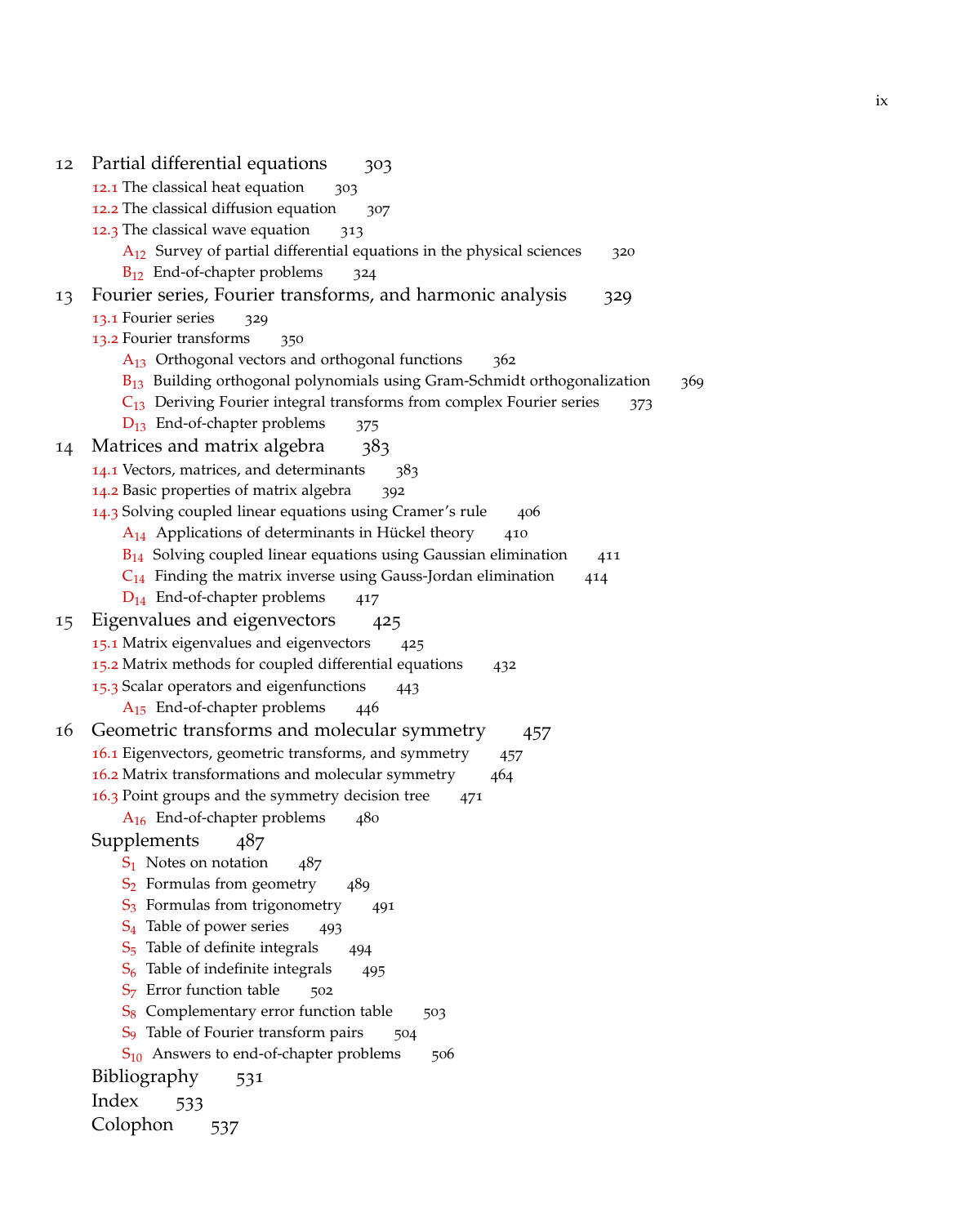12 Partial differential equations 303

12.1 The classical heat equation 303

12.2 The classical diffusion equation 307

12.3 The classical wave equation 313

$A_{12}$ Survey of partial differential equations in the physical sciences 320

$B_{12}$ End-of-chapter problems 324

13 Fourier series, Fourier transforms, and harmonic analysis 329

13.1 Fourier series 329

13.2 Fourier transforms 350

$A_{13}$ Orthogonal vectors and orthogonal functions 362

$B_{13}$ Building orthogonal polynomials using Gram-Schmidt orthogonalization 369

$C_{13}$ Deriving Fourier integral transforms from complex Fourier series 373

$D_{13}$ End-of-chapter problems 375

14 Matrices and matrix algebra 383

14.1 Vectors, matrices, and determinants 383

14.2 Basic properties of matrix algebra 392

14.3 Solving coupled linear equations using Cramer's rule 406

$A_{14}$ Applications of determinants in Hückel theory 410

$B_{14}$ Solving coupled linear equations using Gaussian elimination 411

$C_{14}$ Finding the matrix inverse using Gauss-Jordan elimination 414

$D_{14}$ End-of-chapter problems 417

15 Eigenvalues and eigenvectors 425

15.1 Matrix eigenvalues and eigenvectors 425

15.2 Matrix methods for coupled differential equations 432

15.3 Scalar operators and eigenfunctions 443

$A_{15}$ End-of-chapter problems 446

16 Geometric transforms and molecular symmetry 457

16.1 Eigenvectors, geometric transforms, and symmetry 457

16.2 Matrix transformations and molecular symmetry 464

16.3 Point groups and the symmetry decision tree 471

$A_{16}$ End-of-chapter problems 480

Supplements 487

$S_1$ Notes on notation 487

$S_2$ Formulas from geometry 489

$S_3$ Formulas from trigonometry 491

$S_4$ Table of power series 493

$S_5$ Table of definite integrals 494

$S_6$ Table of indefinite integrals 495

$S_7$ Error function table 502

$S_8$ Complementary error function table 503

$S_9$ Table of Fourier transform pairs 504

$S_{10}$ Answers to end-of-chapter problems 506

Bibliography 531

Index 533

Colophon 537